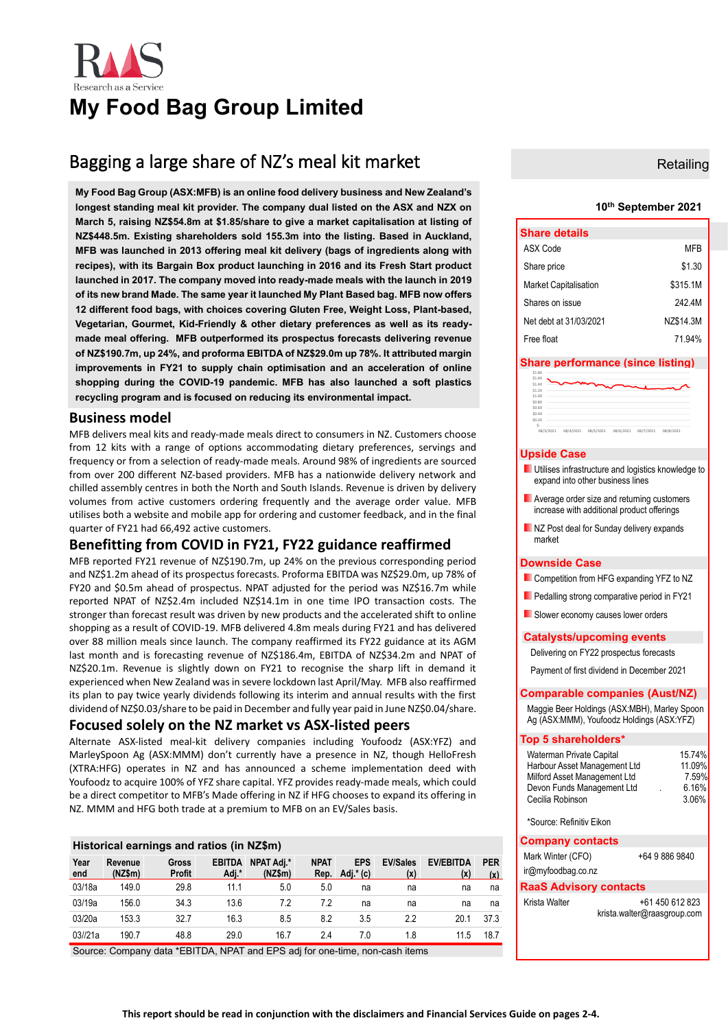# My Food Bag Group Limited

## Bagging a large share of NZ's meal kit market

Retailing

10th September 2021

**My Food Bag Group (ASX:MFB) is an online food delivery business and New Zealand's longest standing meal kit provider. The company dual listed on the ASX and NZX on March 5, raising NZ$54.8m at $1.85/share to give a market capitalisation at listing of NZ$448.5m. Existing shareholders sold 155.3m into the listing. Based in Auckland, MFB was launched in 2013 offering meal kit delivery (bags of ingredients along with recipes), with its Bargain Box product launching in 2016 and its Fresh Start product launched in 2017. The company moved into ready-made meals with the launch in 2019 of its new brand Made. The same year it launched My Plant Based bag. MFB now offers 12 different food bags, with choices covering Gluten Free, Weight Loss, Plant-based, Vegetarian, Gourmet, Kid-Friendly & other dietary preferences as well as its ready-made meal offering. MFB outperformed its prospectus forecasts delivering revenue of NZ$190.7m, up 24%, and proforma EBITDA of NZ$29.0m up 78%. It attributed margin improvements in FY21 to supply chain optimisation and an acceleration of online shopping during the COVID-19 pandemic. MFB has also launched a soft plastics recycling program and is focused on reducing its environmental impact.**

## Business model

MFB delivers meal kits and ready-made meals direct to consumers in NZ. Customers choose from 12 kits with a range of options accommodating dietary preferences, servings and frequency or from a selection of ready-made meals. Around 98% of ingredients are sourced from over 200 different NZ-based providers. MFB has a nationwide delivery network and chilled assembly centres in both the North and South Islands. Revenue is driven by delivery volumes from active customers ordering frequently and the average order value. MFB utilises both a website and mobile app for ordering and customer feedback, and in the final quarter of FY21 had 66,492 active customers.

## Benefitting from COVID in FY21, FY22 guidance reaffirmed

MFB reported FY21 revenue of NZ$190.7m, up 24% on the previous corresponding period and NZ$1.2m ahead of its prospectus forecasts. Proforma EBITDA was NZ$29.0m, up 78% of FY20 and $0.5m ahead of prospectus. NPAT adjusted for the period was NZ$16.7m while reported NPAT of NZ$2.4m included NZ$14.1m in one time IPO transaction costs. The stronger than forecast result was driven by new products and the accelerated shift to online shopping as a result of COVID-19. MFB delivered 4.8m meals during FY21 and has delivered over 88 million meals since launch. The company reaffirmed its FY22 guidance at its AGM last month and is forecasting revenue of NZ$186.4m, EBITDA of NZ$34.2m and NPAT of NZ$20.1m. Revenue is slightly down on FY21 to recognise the sharp lift in demand it experienced when New Zealand was in severe lockdown last April/May. MFB also reaffirmed its plan to pay twice yearly dividends following its interim and annual results with the first dividend of NZ$0.03/share to be paid in December and fully year paid in June NZ$0.04/share.

## Focused solely on the NZ market vs ASX-listed peers

Alternate ASX-listed meal-kit delivery companies including Youfoodz (ASX:YFZ) and MarleySpoon Ag (ASX:MMM) don't currently have a presence in NZ, though HelloFresh (XTRA:HFG) operates in NZ and has announced a scheme implementation deed with Youfoodz to acquire 100% of YFZ share capital. YFZ provides ready-made meals, which could be a direct competitor to MFB's Made offering in NZ if HFG chooses to expand its offering in NZ. MMM and HFG both trade at a premium to MFB on an EV/Sales basis.

**Historical earnings and ratios (in NZ$m)**

| Year end | Revenue (NZ$m) | Gross Profit | EBITDA Adj.* | NPAT Adj.* (NZ$m) | NPAT Rep. | EPS Adj.* (c) | EV/Sales (x) | EV/EBITDA (x) | PER (x) |
|---|---|---|---|---|---|---|---|---|---|
| 03/18a | 149.0 | 29.8 | 11.1 | 5.0 | 5.0 | na | na | na | na |
| 03/19a | 156.0 | 34.3 | 13.6 | 7.2 | 7.2 | na | na | na | na |
| 03/20a | 153.3 | 32.7 | 16.3 | 8.5 | 8.2 | 3.5 | 2.2 | 20.1 | 37.3 |
| 03//21a | 190.7 | 48.8 | 29.0 | 16.7 | 2.4 | 7.0 | 1.8 | 11.5 | 18.7 |

Source: Company data *EBITDA, NPAT and EPS adj for one-time, non-cash items

### Share details

| | |
|---|---|
| ASX Code | MFB |
| Share price | $1.30 |
| Market Capitalisation | $315.1M |
| Shares on issue | 242.4M |
| Net debt at 31/03/2021 | NZ$14.3M |
| Free float | 71.94% |

### Share performance (since listing)

### Upside Case

- Utilises infrastructure and logistics knowledge to expand into other business lines
- Average order size and returning customers increase with additional product offerings
- NZ Post deal for Sunday delivery expands market

### Downside Case

- Competition from HFG expanding YFZ to NZ
- Pedalling strong comparative period in FY21
- Slower economy causes lower orders

### Catalysts/upcoming events

Delivering on FY22 prospectus forecasts

Payment of first dividend in December 2021

### Comparable companies (Aust/NZ)

Maggie Beer Holdings (ASX:MBH), Marley Spoon Ag (ASX:MMM), Youfoodz Holdings (ASX:YFZ)

### Top 5 shareholders*

| | |
|---|---|
| Waterman Private Capital | 15.74% |
| Harbour Asset Management Ltd | 11.09% |
| Milford Asset Management Ltd | 7.59% |
| Devon Funds Management Ltd | 6.16% |
| Cecilia Robinson | 3.06% |

*Source: Refinitiv Eikon

### Company contacts

Mark Winter (CFO) +64 9 886 9840

ir@myfoodbag.co.nz

### RaaS Advisory contacts

Krista Walter +61 450 612 823

krista.walter@raasgroup.com

**This report should be read in conjunction with the disclaimers and Financial Services Guide on pages 2-4.**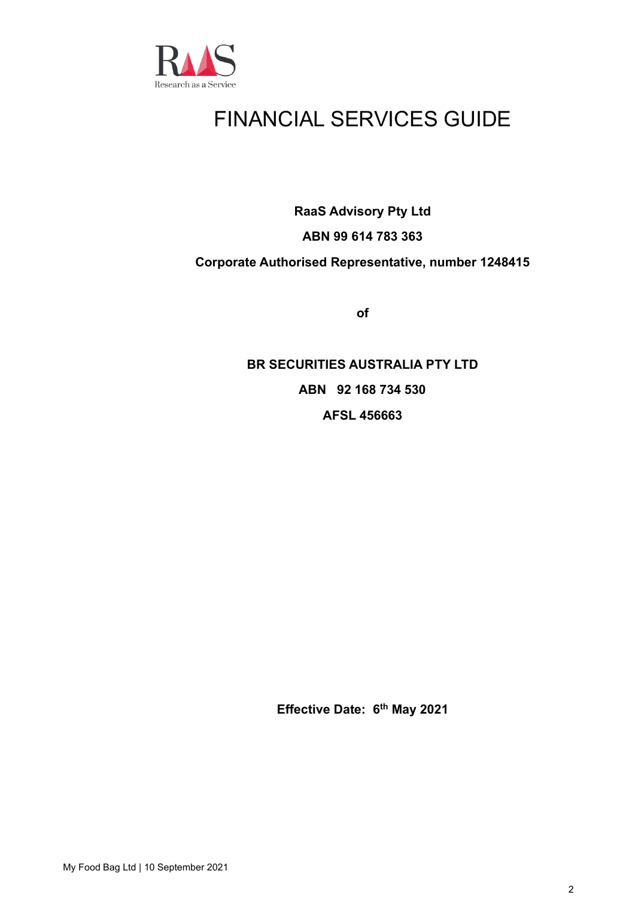# FINANCIAL SERVICES GUIDE

**RaaS Advisory Pty Ltd**

**ABN 99 614 783 363**

**Corporate Authorised Representative, number 1248415**

**of**

**BR SECURITIES AUSTRALIA PTY LTD**

**ABN 92 168 734 530**

**AFSL 456663**

**Effective Date: 6th May 2021**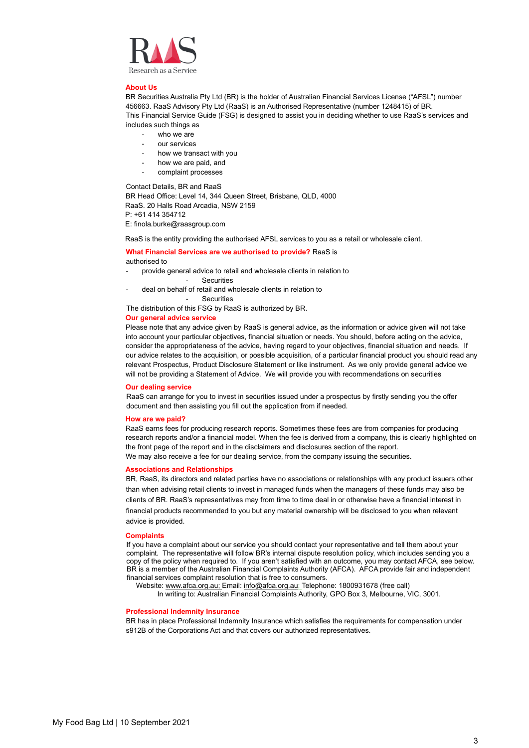RAAS

Research as a Service

## About Us

BR Securities Australia Pty Ltd (BR) is the holder of Australian Financial Services License ("AFSL") number 456663. RaaS Advisory Pty Ltd (RaaS) is an Authorised Representative (number 1248415) of BR.
This Financial Service Guide (FSG) is designed to assist you in deciding whether to use RaaS's services and includes such things as

- who we are
- our services
- how we transact with you
- how we are paid, and
- complaint processes

Contact Details, BR and RaaS
BR Head Office: Level 14, 344 Queen Street, Brisbane, QLD, 4000
RaaS. 20 Halls Road Arcadia, NSW 2159
P: +61 414 354712
E: finola.burke@raasgroup.com

RaaS is the entity providing the authorised AFSL services to you as a retail or wholesale client.

## What Financial Services are we authorised to provide?

RaaS is authorised to

- provide general advice to retail and wholesale clients in relation to
  - Securities
- deal on behalf of retail and wholesale clients in relation to
  - Securities

The distribution of this FSG by RaaS is authorized by BR.

## Our general advice service

Please note that any advice given by RaaS is general advice, as the information or advice given will not take into account your particular objectives, financial situation or needs. You should, before acting on the advice, consider the appropriateness of the advice, having regard to your objectives, financial situation and needs. If our advice relates to the acquisition, or possible acquisition, of a particular financial product you should read any relevant Prospectus, Product Disclosure Statement or like instrument. As we only provide general advice we will not be providing a Statement of Advice. We will provide you with recommendations on securities

## Our dealing service

RaaS can arrange for you to invest in securities issued under a prospectus by firstly sending you the offer document and then assisting you fill out the application from if needed.

## How are we paid?

RaaS earns fees for producing research reports. Sometimes these fees are from companies for producing research reports and/or a financial model. When the fee is derived from a company, this is clearly highlighted on the front page of the report and in the disclaimers and disclosures section of the report.
We may also receive a fee for our dealing service, from the company issuing the securities.

## Associations and Relationships

BR, RaaS, its directors and related parties have no associations or relationships with any product issuers other than when advising retail clients to invest in managed funds when the managers of these funds may also be clients of BR. RaaS's representatives may from time to time deal in or otherwise have a financial interest in financial products recommended to you but any material ownership will be disclosed to you when relevant advice is provided.

## Complaints

If you have a complaint about our service you should contact your representative and tell them about your complaint. The representative will follow BR's internal dispute resolution policy, which includes sending you a copy of the policy when required to. If you aren't satisfied with an outcome, you may contact AFCA, see below. BR is a member of the Australian Financial Complaints Authority (AFCA). AFCA provide fair and independent financial services complaint resolution that is free to consumers.
Website: www.afca.org.au; Email: info@afca.org.au; Telephone: 1800931678 (free call)
In writing to: Australian Financial Complaints Authority, GPO Box 3, Melbourne, VIC, 3001.

## Professional Indemnity Insurance

BR has in place Professional Indemnity Insurance which satisfies the requirements for compensation under s912B of the Corporations Act and that covers our authorized representatives.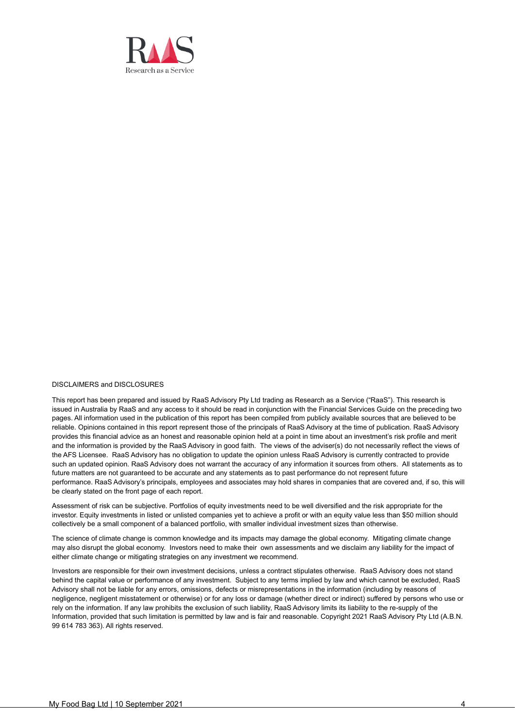DISCLAIMERS and DISCLOSURES

This report has been prepared and issued by RaaS Advisory Pty Ltd trading as Research as a Service ("RaaS"). This research is issued in Australia by RaaS and any access to it should be read in conjunction with the Financial Services Guide on the preceding two pages. All information used in the publication of this report has been compiled from publicly available sources that are believed to be reliable. Opinions contained in this report represent those of the principals of RaaS Advisory at the time of publication. RaaS Advisory provides this financial advice as an honest and reasonable opinion held at a point in time about an investment's risk profile and merit and the information is provided by the RaaS Advisory in good faith. The views of the adviser(s) do not necessarily reflect the views of the AFS Licensee. RaaS Advisory has no obligation to update the opinion unless RaaS Advisory is currently contracted to provide such an updated opinion. RaaS Advisory does not warrant the accuracy of any information it sources from others. All statements as to future matters are not guaranteed to be accurate and any statements as to past performance do not represent future performance. RaaS Advisory's principals, employees and associates may hold shares in companies that are covered and, if so, this will be clearly stated on the front page of each report.

Assessment of risk can be subjective. Portfolios of equity investments need to be well diversified and the risk appropriate for the investor. Equity investments in listed or unlisted companies yet to achieve a profit or with an equity value less than $50 million should collectively be a small component of a balanced portfolio, with smaller individual investment sizes than otherwise.

The science of climate change is common knowledge and its impacts may damage the global economy. Mitigating climate change may also disrupt the global economy. Investors need to make their own assessments and we disclaim any liability for the impact of either climate change or mitigating strategies on any investment we recommend.

Investors are responsible for their own investment decisions, unless a contract stipulates otherwise. RaaS Advisory does not stand behind the capital value or performance of any investment. Subject to any terms implied by law and which cannot be excluded, RaaS Advisory shall not be liable for any errors, omissions, defects or misrepresentations in the information (including by reasons of negligence, negligent misstatement or otherwise) or for any loss or damage (whether direct or indirect) suffered by persons who use or rely on the information. If any law prohibits the exclusion of such liability, RaaS Advisory limits its liability to the re-supply of the Information, provided that such limitation is permitted by law and is fair and reasonable. Copyright 2021 RaaS Advisory Pty Ltd (A.B.N. 99 614 783 363). All rights reserved.